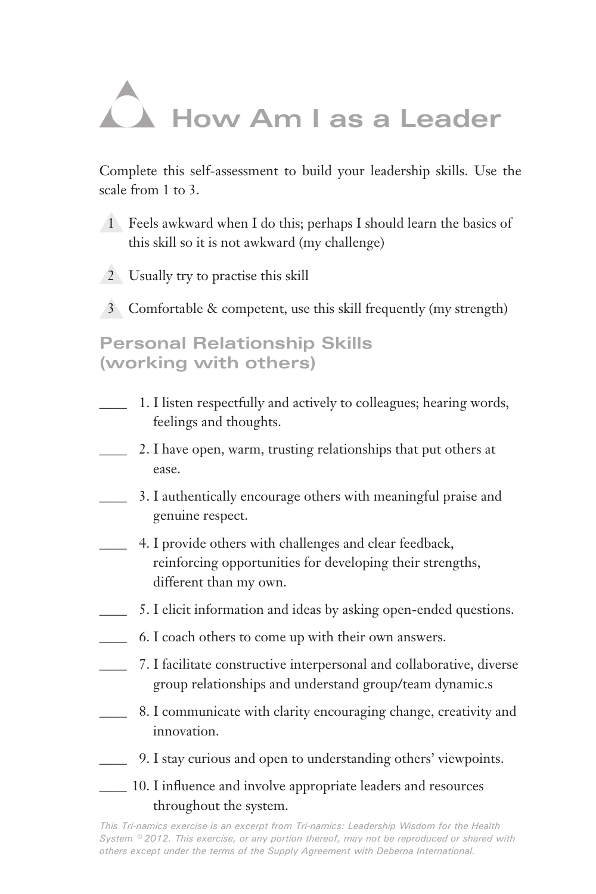# How Am I as a Leader

Complete this self-assessment to build your leadership skills. Use the scale from 1 to 3.

1 Feels awkward when I do this; perhaps I should learn the basics of this skill so it is not awkward (my challenge)

2 Usually try to practise this skill

3 Comfortable & competent, use this skill frequently (my strength)

## Personal Relationship Skills (working with others)

____ 1. I listen respectfully and actively to colleagues; hearing words, feelings and thoughts.

____ 2. I have open, warm, trusting relationships that put others at ease.

____ 3. I authentically encourage others with meaningful praise and genuine respect.

____ 4. I provide others with challenges and clear feedback, reinforcing opportunities for developing their strengths, different than my own.

____ 5. I elicit information and ideas by asking open-ended questions.

____ 6. I coach others to come up with their own answers.

____ 7. I facilitate constructive interpersonal and collaborative, diverse group relationships and understand group/team dynamic.s

____ 8. I communicate with clarity encouraging change, creativity and innovation.

____ 9. I stay curious and open to understanding others' viewpoints.

____ 10. I influence and involve appropriate leaders and resources throughout the system.

*This Tri-namics exercise is an excerpt from Tri-namics: Leadership Wisdom for the Health System © 2012. This exercise, or any portion thereof, may not be reproduced or shared with others except under the terms of the Supply Agreement with Deberna International.*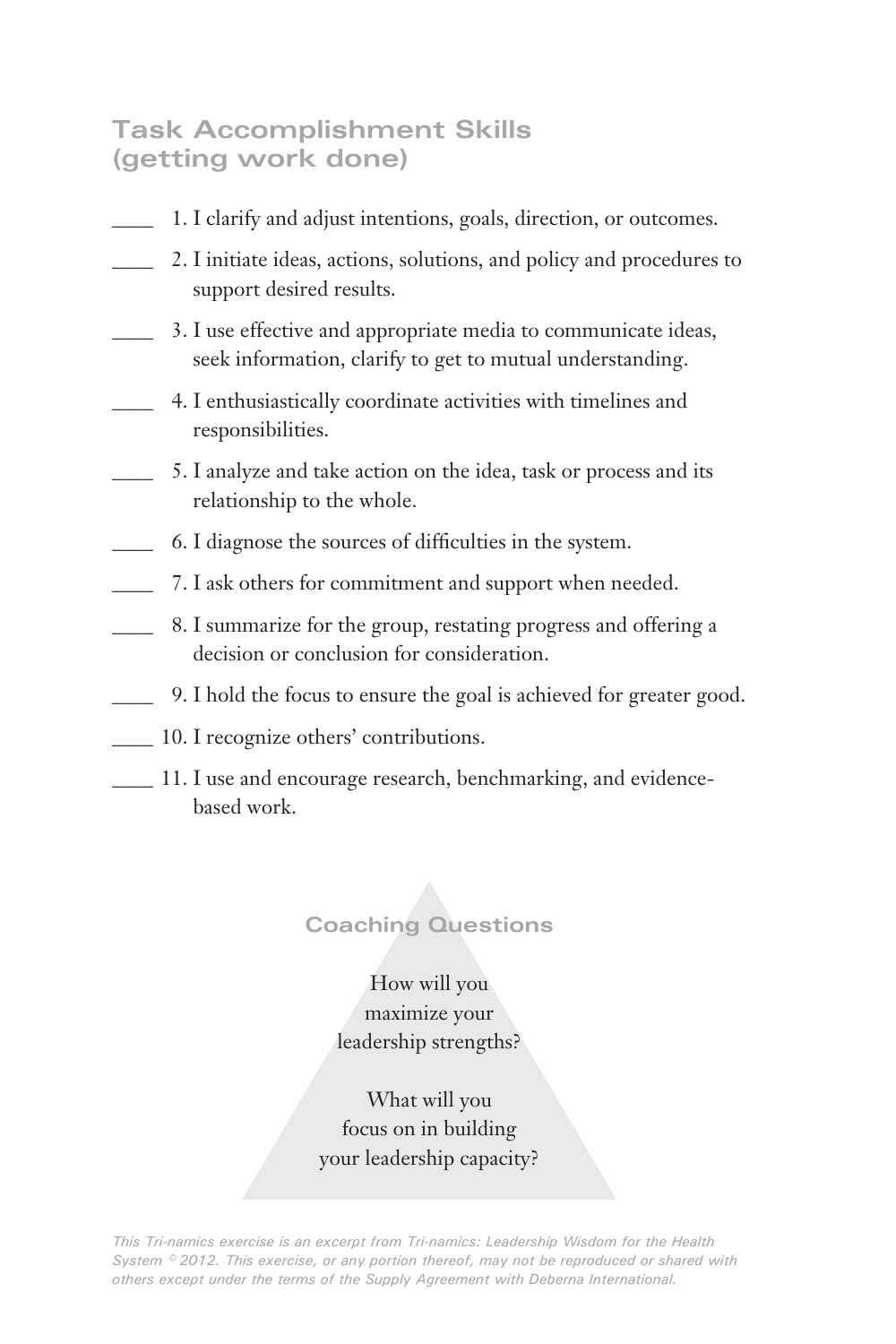## Task Accomplishment Skills (getting work done)

____ 1. I clarify and adjust intentions, goals, direction, or outcomes.

____ 2. I initiate ideas, actions, solutions, and policy and procedures to support desired results.

____ 3. I use effective and appropriate media to communicate ideas, seek information, clarify to get to mutual understanding.

____ 4. I enthusiastically coordinate activities with timelines and responsibilities.

____ 5. I analyze and take action on the idea, task or process and its relationship to the whole.

____ 6. I diagnose the sources of difficulties in the system.

____ 7. I ask others for commitment and support when needed.

____ 8. I summarize for the group, restating progress and offering a decision or conclusion for consideration.

____ 9. I hold the focus to ensure the goal is achieved for greater good.

____ 10. I recognize others' contributions.

____ 11. I use and encourage research, benchmarking, and evidence-based work.

### Coaching Questions

How will you maximize your leadership strengths?

What will you focus on in building your leadership capacity?

*This Tri-namics exercise is an excerpt from Tri-namics: Leadership Wisdom for the Health System © 2012. This exercise, or any portion thereof, may not be reproduced or shared with others except under the terms of the Supply Agreement with Deberna International.*